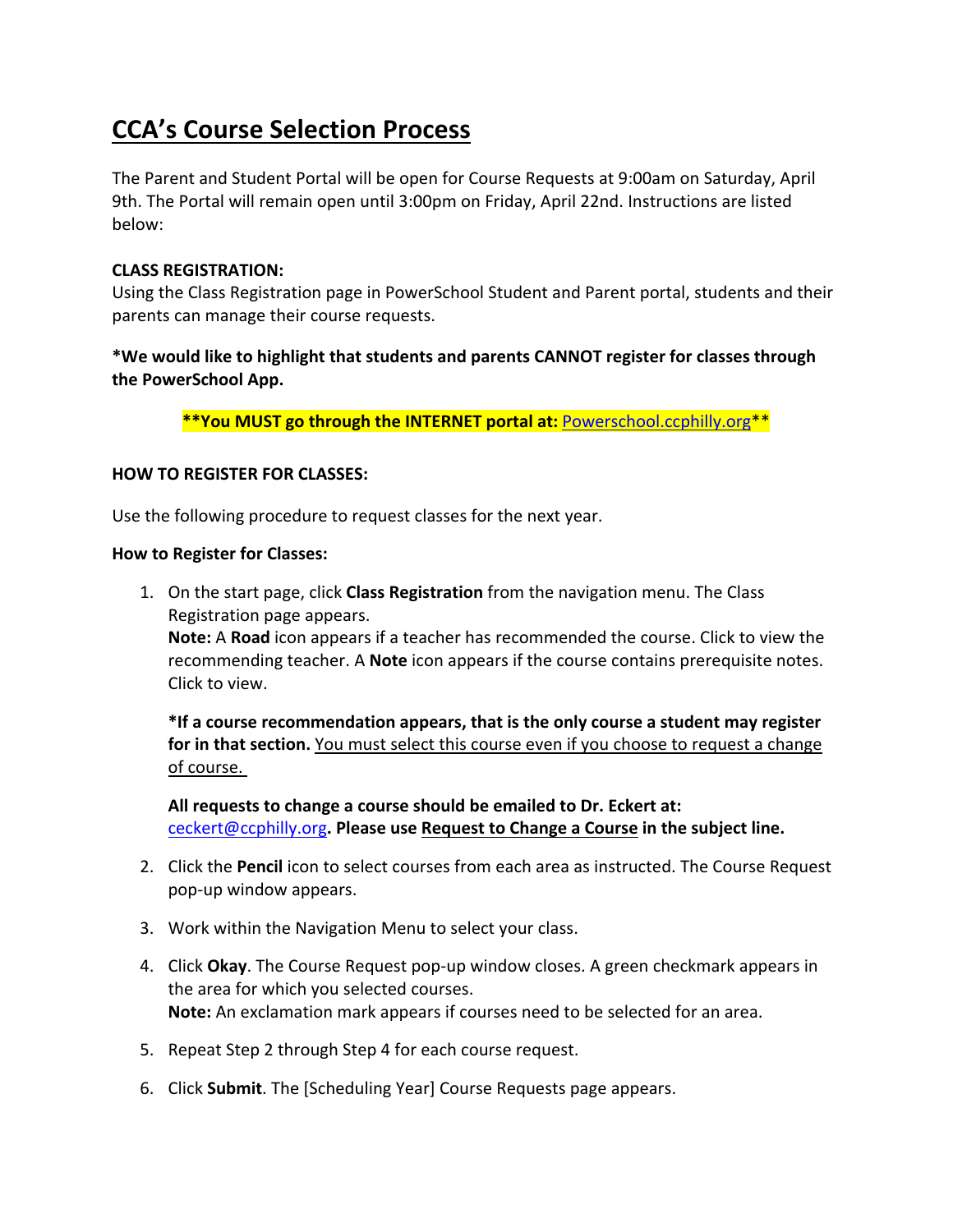# CCA's Course Selection Process

The Parent and Student Portal will be open for Course Requests at 9:00am on Saturday, April 9th. The Portal will remain open until 3:00pm on Friday, April 22nd. Instructions are listed below:

**CLASS REGISTRATION:**
Using the Class Registration page in PowerSchool Student and Parent portal, students and their parents can manage their course requests.

***We would like to highlight that students and parents CANNOT register for classes through the PowerSchool App.**

****You MUST go through the INTERNET portal at:** [Powerschool.ccphilly.org](http://Powerschool.ccphilly.org)**

**HOW TO REGISTER FOR CLASSES:**

Use the following procedure to request classes for the next year.

**How to Register for Classes:**

1. On the start page, click **Class Registration** from the navigation menu. The Class Registration page appears.
   **Note:** A **Road** icon appears if a teacher has recommended the course. Click to view the recommending teacher. A **Note** icon appears if the course contains prerequisite notes. Click to view.

   ***If a course recommendation appears, that is the only course a student may register for in that section.** <u>You must select this course even if you choose to request a change of course.</u>

   **All requests to change a course should be emailed to Dr. Eckert at:** [ceckert@ccphilly.org](mailto:ceckert@ccphilly.org)**. Please use <u>Request to Change a Course</u> in the subject line.**

2. Click the **Pencil** icon to select courses from each area as instructed. The Course Request pop-up window appears.

3. Work within the Navigation Menu to select your class.

4. Click **Okay**. The Course Request pop-up window closes. A green checkmark appears in the area for which you selected courses.
   **Note:** An exclamation mark appears if courses need to be selected for an area.

5. Repeat Step 2 through Step 4 for each course request.

6. Click **Submit**. The [Scheduling Year] Course Requests page appears.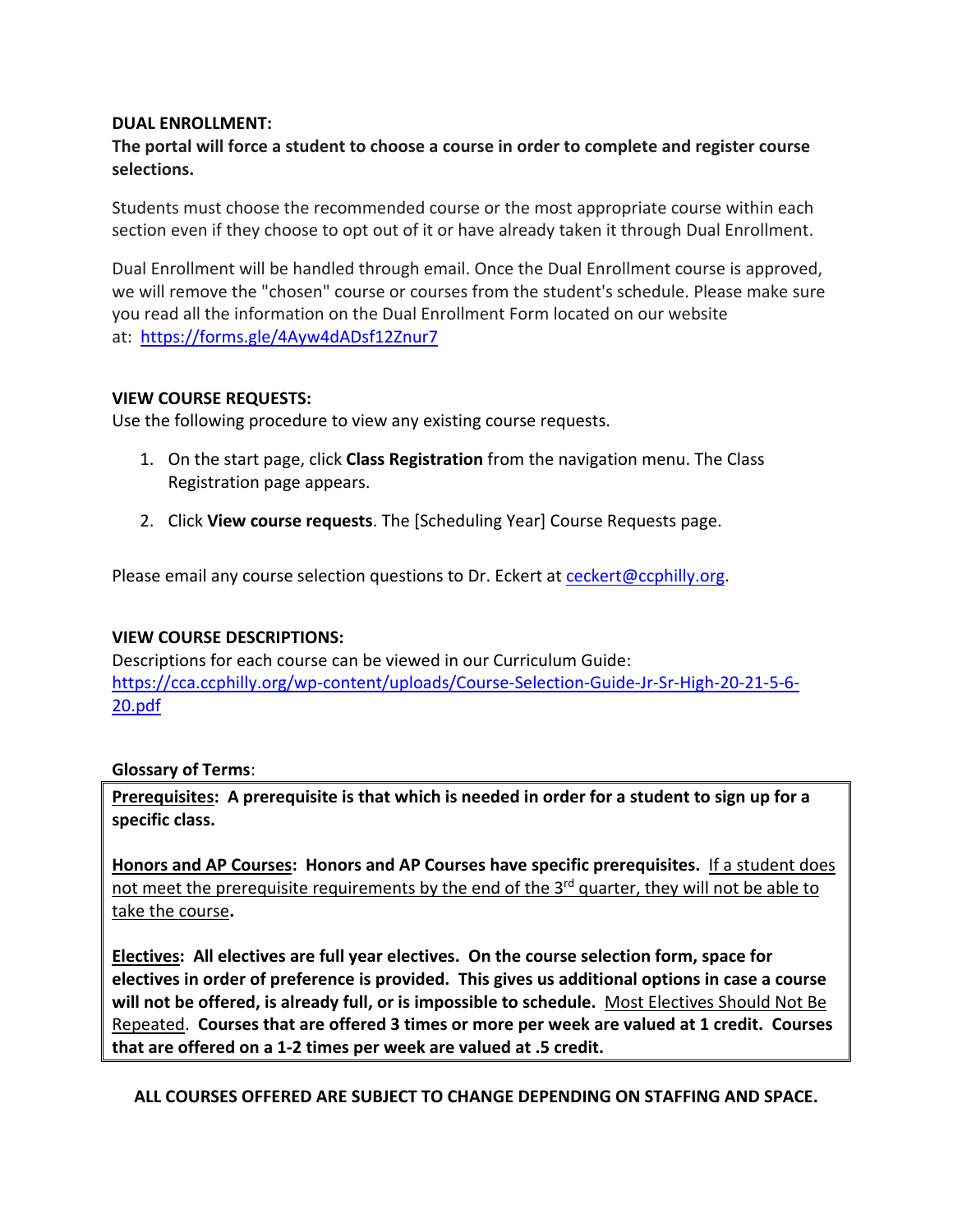**DUAL ENROLLMENT:**

**The portal will force a student to choose a course in order to complete and register course selections.**

Students must choose the recommended course or the most appropriate course within each section even if they choose to opt out of it or have already taken it through Dual Enrollment.

Dual Enrollment will be handled through email. Once the Dual Enrollment course is approved, we will remove the "chosen" course or courses from the student's schedule. Please make sure you read all the information on the Dual Enrollment Form located on our website at: https://forms.gle/4Ayw4dADsf12Znur7

**VIEW COURSE REQUESTS:**

Use the following procedure to view any existing course requests.

1. On the start page, click **Class Registration** from the navigation menu. The Class Registration page appears.
2. Click **View course requests**. The [Scheduling Year] Course Requests page.

Please email any course selection questions to Dr. Eckert at ceckert@ccphilly.org.

**VIEW COURSE DESCRIPTIONS:**

Descriptions for each course can be viewed in our Curriculum Guide: https://cca.ccphilly.org/wp-content/uploads/Course-Selection-Guide-Jr-Sr-High-20-21-5-6-20.pdf

**Glossary of Terms**:

**Prerequisites: A prerequisite is that which is needed in order for a student to sign up for a specific class.**

**Honors and AP Courses: Honors and AP Courses have specific prerequisites.** If a student does not meet the prerequisite requirements by the end of the 3rd quarter, they will not be able to take the course**.**

**Electives: All electives are full year electives. On the course selection form, space for electives in order of preference is provided. This gives us additional options in case a course will not be offered, is already full, or is impossible to schedule.** Most Electives Should Not Be Repeated. **Courses that are offered 3 times or more per week are valued at 1 credit. Courses that are offered on a 1-2 times per week are valued at .5 credit.**

**ALL COURSES OFFERED ARE SUBJECT TO CHANGE DEPENDING ON STAFFING AND SPACE.**